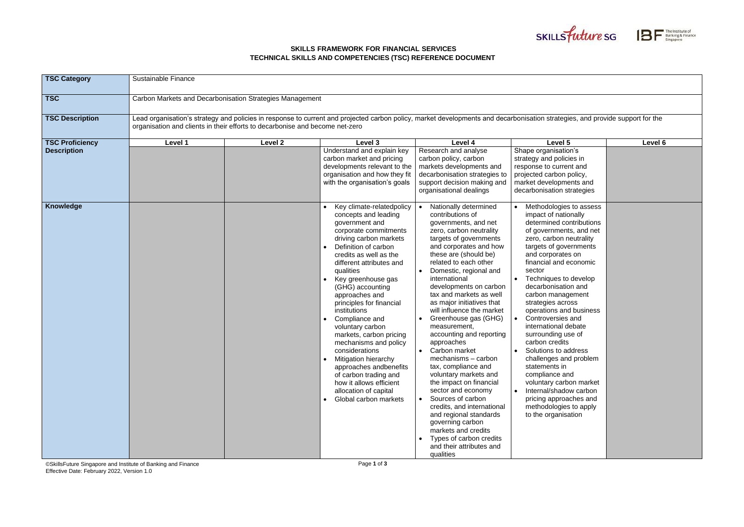**SKILLS FRAMEWORK FOR FINANCIAL SERVICES**
**TECHNICAL SKILLS AND COMPETENCIES (TSC) REFERENCE DOCUMENT**

| **TSC Category** | Sustainable Finance | | | | | |
|---|---|---|---|---|---|---|
| **TSC** | Carbon Markets and Decarbonisation Strategies Management | | | | | |
| **TSC Description** | Lead organisation's strategy and policies in response to current and projected carbon policy, market developments and decarbonisation strategies, and provide support for the organisation and clients in their efforts to decarbonise and become net-zero | | | | | |
| **TSC Proficiency Description** | **Level 1** | **Level 2** | **Level 3** | **Level 4** | **Level 5** | **Level 6** |
| | | | Understand and explain key carbon market and pricing developments relevant to the organisation and how they fit with the organisation's goals | Research and analyse carbon policy, carbon markets developments and decarbonisation strategies to support decision making and organisational dealings | Shape organisation's strategy and policies in response to current and projected carbon policy, market developments and decarbonisation strategies | |
| **Knowledge** | | | • Key climate-relatedpolicy concepts and leading government and corporate commitments driving carbon markets<br>• Definition of carbon credits as well as the different attributes and qualities<br>• Key greenhouse gas (GHG) accounting approaches and principles for financial institutions<br>• Compliance and voluntary carbon markets, carbon pricing mechanisms and policy considerations<br>• Mitigation hierarchy approaches andbenefits of carbon trading and how it allows efficient allocation of capital<br>• Global carbon markets | • Nationally determined contributions of governments, and net zero, carbon neutrality targets of governments and corporates and how these are (should be) related to each other<br>• Domestic, regional and international developments on carbon tax and markets as well as major initiatives that will influence the market<br>• Greenhouse gas (GHG) measurement, accounting and reporting approaches<br>• Carbon market mechanisms – carbon tax, compliance and voluntary markets and the impact on financial sector and economy<br>• Sources of carbon credits, and international and regional standards governing carbon markets and credits<br>• Types of carbon credits and their attributes and qualities | • Methodologies to assess impact of nationally determined contributions of governments, and net zero, carbon neutrality targets of governments and corporates on financial and economic sector<br>• Techniques to develop decarbonisation and carbon management strategies across operations and business<br>• Controversies and international debate surrounding use of carbon credits<br>• Solutions to address challenges and problem statements in compliance and voluntary carbon market<br>• Internal/shadow carbon pricing approaches and methodologies to apply to the organisation | |

©SkillsFuture Singapore and Institute of Banking and Finance
Effective Date: February 2022, Version 1.0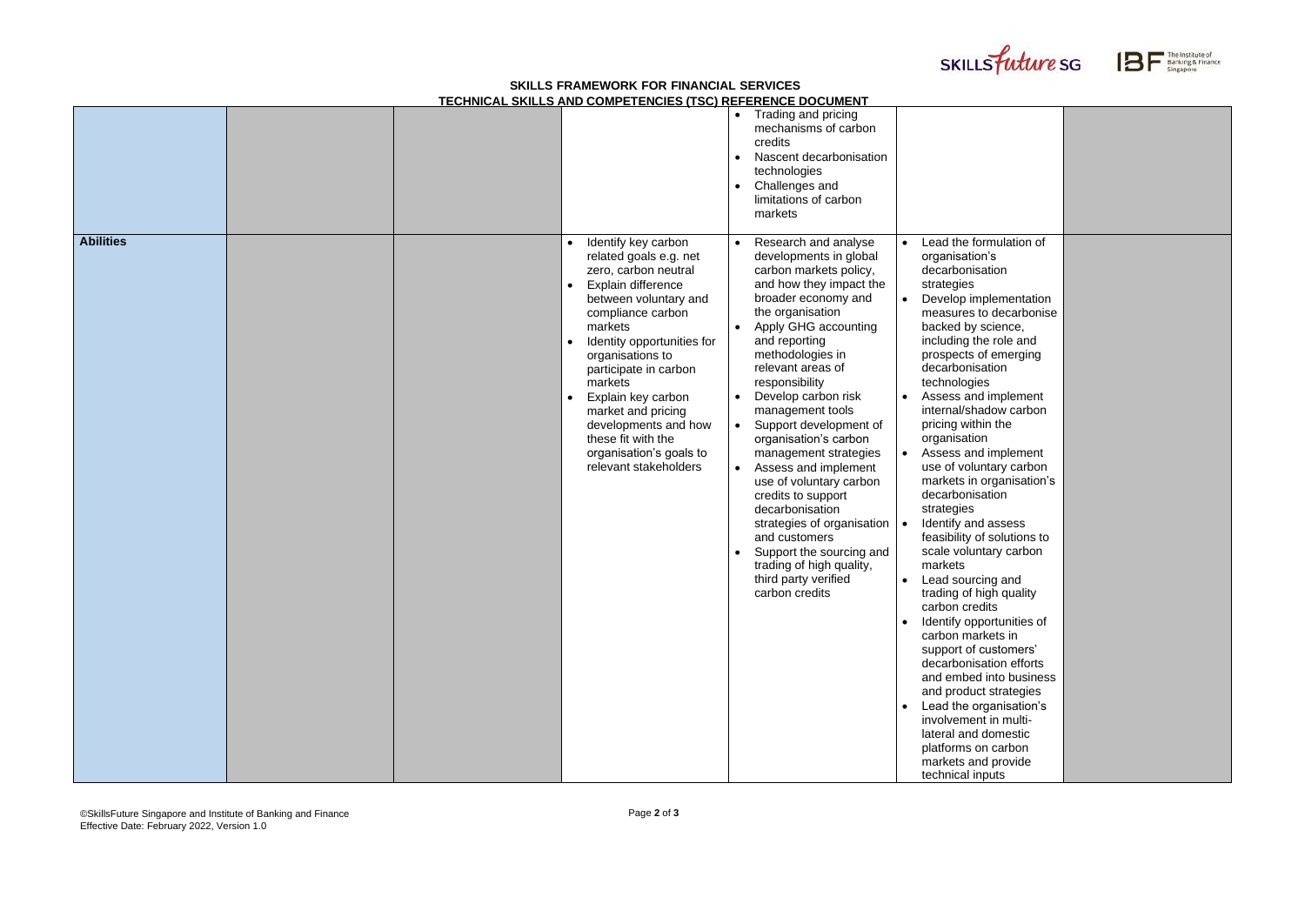**SKILLS FRAMEWORK FOR FINANCIAL SERVICES**
**TECHNICAL SKILLS AND COMPETENCIES (TSC) REFERENCE DOCUMENT**

| | | | | | | |
|---|---|---|---|---|---|---|
| | | | | • Trading and pricing mechanisms of carbon credits<br>• Nascent decarbonisation technologies<br>• Challenges and limitations of carbon markets | | |
| **Abilities** | | | • Identify key carbon related goals e.g. net zero, carbon neutral<br>• Explain difference between voluntary and compliance carbon markets<br>• Identity opportunities for organisations to participate in carbon markets<br>• Explain key carbon market and pricing developments and how these fit with the organisation's goals to relevant stakeholders | • Research and analyse developments in global carbon markets policy, and how they impact the broader economy and the organisation<br>• Apply GHG accounting and reporting methodologies in relevant areas of responsibility<br>• Develop carbon risk management tools<br>• Support development of organisation's carbon management strategies<br>• Assess and implement use of voluntary carbon credits to support decarbonisation strategies of organisation and customers<br>• Support the sourcing and trading of high quality, third party verified carbon credits | • Lead the formulation of organisation's decarbonisation strategies<br>• Develop implementation measures to decarbonise backed by science, including the role and prospects of emerging decarbonisation technologies<br>• Assess and implement internal/shadow carbon pricing within the organisation<br>• Assess and implement use of voluntary carbon markets in organisation's decarbonisation strategies<br>• Identify and assess feasibility of solutions to scale voluntary carbon markets<br>• Lead sourcing and trading of high quality carbon credits<br>• Identify opportunities of carbon markets in support of customers' decarbonisation efforts and embed into business and product strategies<br>• Lead the organisation's involvement in multi-lateral and domestic platforms on carbon markets and provide technical inputs | |

©SkillsFuture Singapore and Institute of Banking and Finance
Effective Date: February 2022, Version 1.0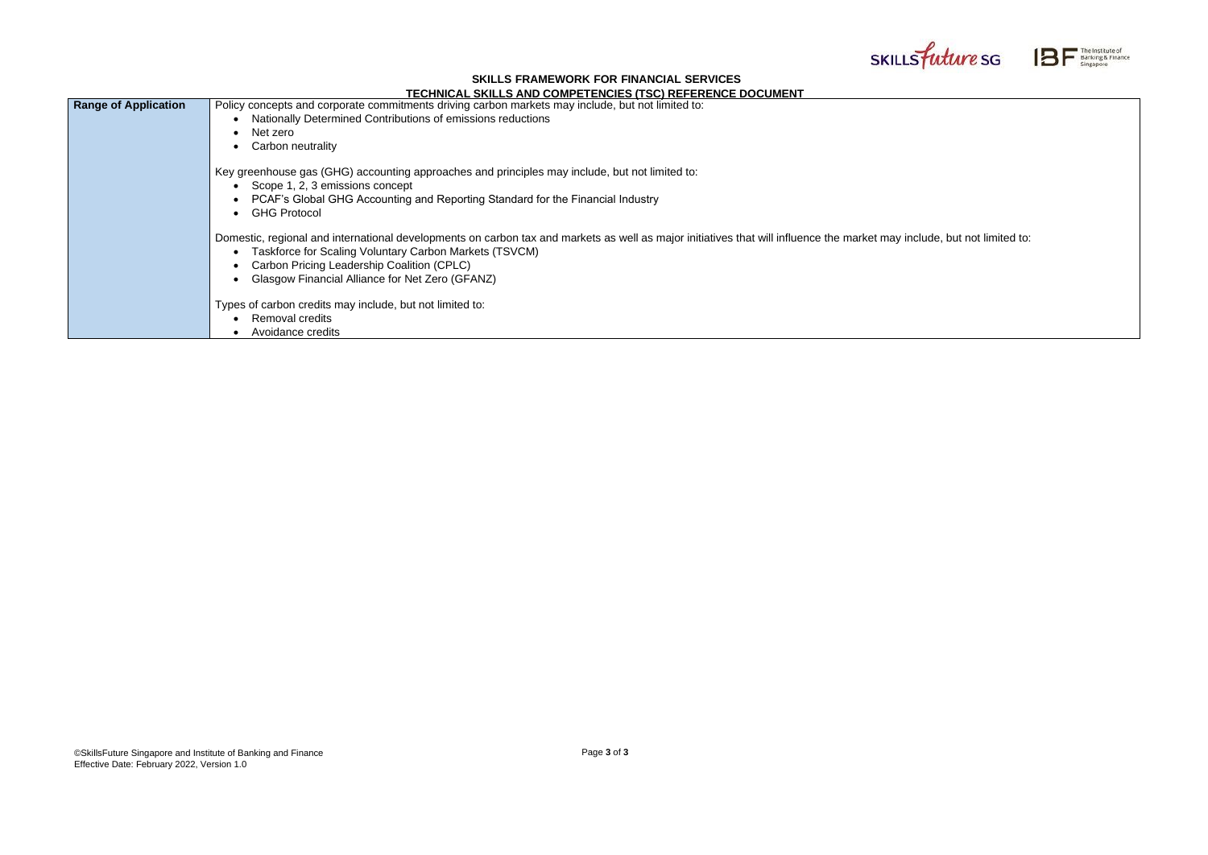| | |
|---|---|
| **Range of Application** | Policy concepts and corporate commitments driving carbon markets may include, but not limited to:<br>• Nationally Determined Contributions of emissions reductions<br>• Net zero<br>• Carbon neutrality<br><br>Key greenhouse gas (GHG) accounting approaches and principles may include, but not limited to:<br>• Scope 1, 2, 3 emissions concept<br>• PCAF's Global GHG Accounting and Reporting Standard for the Financial Industry<br>• GHG Protocol<br><br>Domestic, regional and international developments on carbon tax and markets as well as major initiatives that will influence the market may include, but not limited to:<br>• Taskforce for Scaling Voluntary Carbon Markets (TSVCM)<br>• Carbon Pricing Leadership Coalition (CPLC)<br>• Glasgow Financial Alliance for Net Zero (GFANZ)<br><br>Types of carbon credits may include, but not limited to:<br>• Removal credits<br>• Avoidance credits |